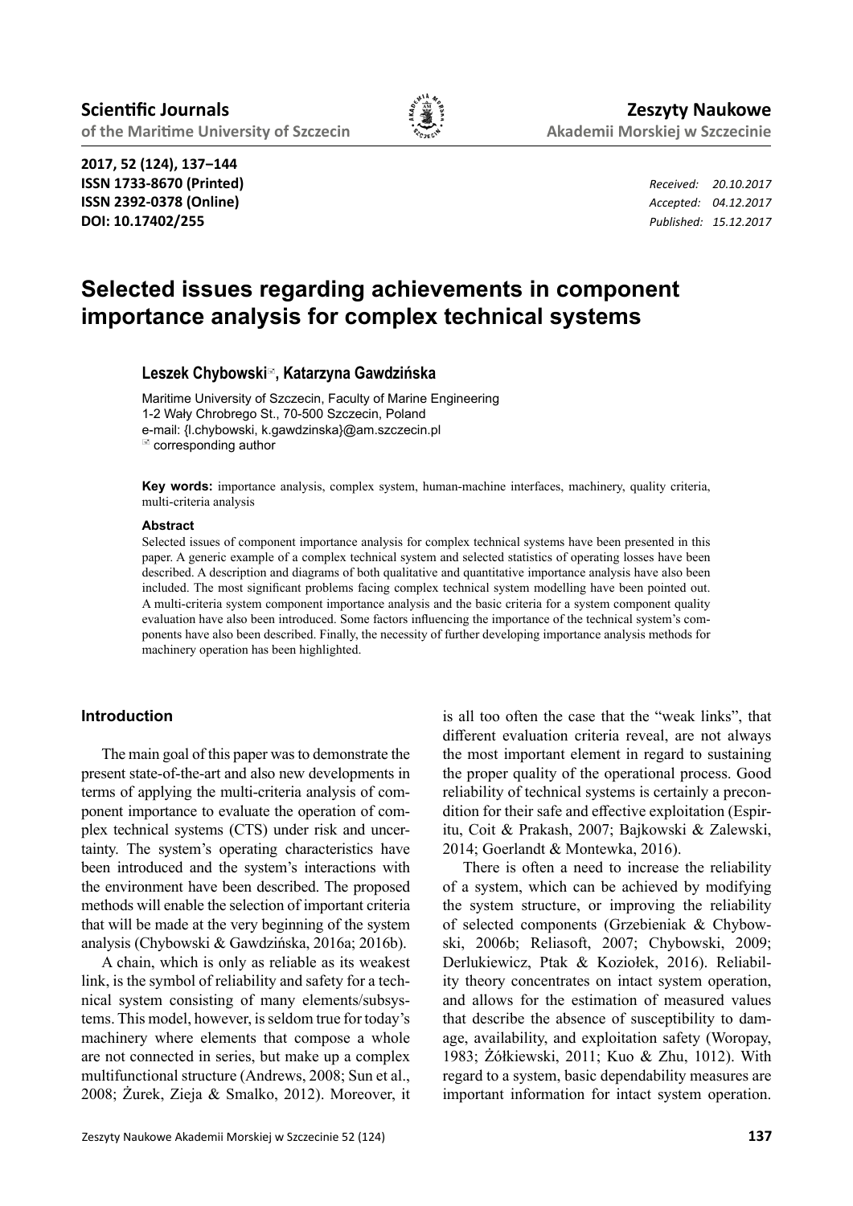# Selected issues regarding achievements in component importance analysis for complex technical systems

**Leszek Chybowski**✉**, Katarzyna Gawdzińska**

Maritime University of Szczecin, Faculty of Marine Engineering
1-2 Wały Chrobrego St., 70-500 Szczecin, Poland
e-mail: {l.chybowski, k.gawdzinska}@am.szczecin.pl
✉ corresponding author

Received: 20.10.2017
Accepted: 04.12.2017
Published: 15.12.2017

ISSN 1733-8670 (Printed)
ISSN 2392-0378 (Online)
DOI: 10.17402/255

**Key words:** importance analysis, complex system, human-machine interfaces, machinery, quality criteria, multi-criteria analysis

**Abstract**

Selected issues of component importance analysis for complex technical systems have been presented in this paper. A generic example of a complex technical system and selected statistics of operating losses have been described. A description and diagrams of both qualitative and quantitative importance analysis have also been included. The most significant problems facing complex technical system modelling have been pointed out. A multi-criteria system component importance analysis and the basic criteria for a system component quality evaluation have also been introduced. Some factors influencing the importance of the technical system's components have also been described. Finally, the necessity of further developing importance analysis methods for machinery operation has been highlighted.

## Introduction

The main goal of this paper was to demonstrate the present state-of-the-art and also new developments in terms of applying the multi-criteria analysis of component importance to evaluate the operation of complex technical systems (CTS) under risk and uncertainty. The system's operating characteristics have been introduced and the system's interactions with the environment have been described. The proposed methods will enable the selection of important criteria that will be made at the very beginning of the system analysis (Chybowski & Gawdzińska, 2016a; 2016b).

A chain, which is only as reliable as its weakest link, is the symbol of reliability and safety for a technical system consisting of many elements/subsystems. This model, however, is seldom true for today's machinery where elements that compose a whole are not connected in series, but make up a complex multifunctional structure (Andrews, 2008; Sun et al., 2008; Żurek, Zieja & Smalko, 2012). Moreover, it is all too often the case that the "weak links", that different evaluation criteria reveal, are not always the most important element in regard to sustaining the proper quality of the operational process. Good reliability of technical systems is certainly a precondition for their safe and effective exploitation (Espiritu, Coit & Prakash, 2007; Bajkowski & Zalewski, 2014; Goerlandt & Montewka, 2016).

There is often a need to increase the reliability of a system, which can be achieved by modifying the system structure, or improving the reliability of selected components (Grzebieniak & Chybowski, 2006b; Reliasoft, 2007; Chybowski, 2009; Derlukiewicz, Ptak & Koziołek, 2016). Reliability theory concentrates on intact system operation, and allows for the estimation of measured values that describe the absence of susceptibility to damage, availability, and exploitation safety (Woropay, 1983; Żółkiewski, 2011; Kuo & Zhu, 1012). With regard to a system, basic dependability measures are important information for intact system operation.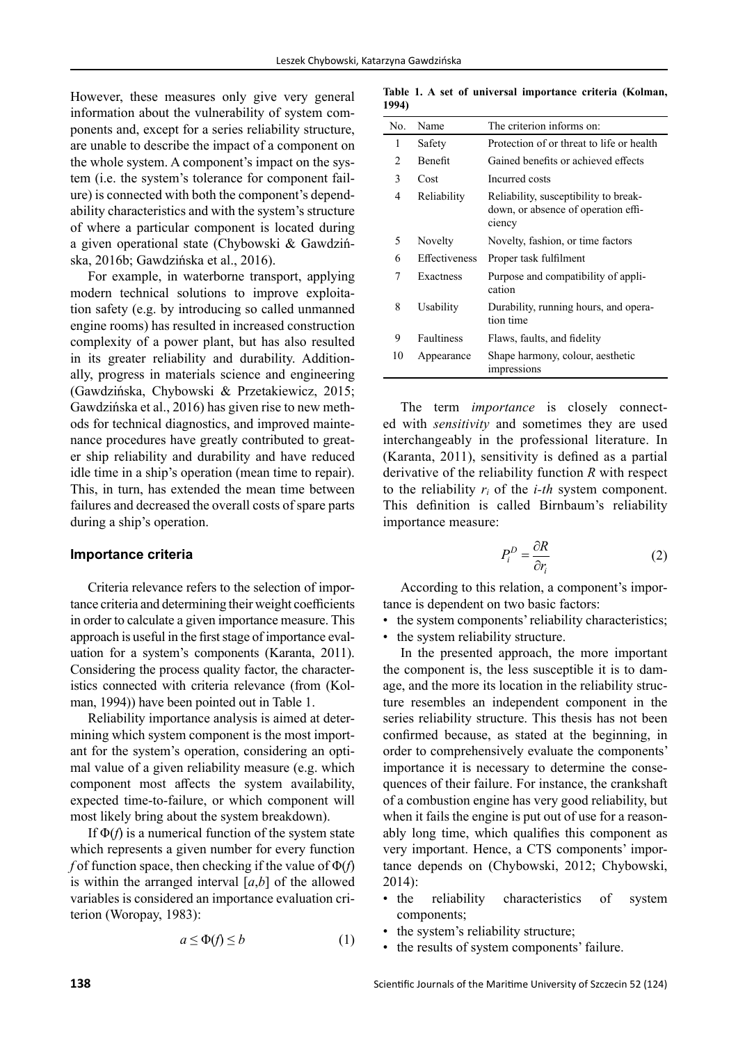However, these measures only give very general information about the vulnerability of system components and, except for a series reliability structure, are unable to describe the impact of a component on the whole system. A component's impact on the system (i.e. the system's tolerance for component failure) is connected with both the component's dependability characteristics and with the system's structure of where a particular component is located during a given operational state (Chybowski & Gawdzińska, 2016b; Gawdzińska et al., 2016).

For example, in waterborne transport, applying modern technical solutions to improve exploitation safety (e.g. by introducing so called unmanned engine rooms) has resulted in increased construction complexity of a power plant, but has also resulted in its greater reliability and durability. Additionally, progress in materials science and engineering (Gawdzińska, Chybowski & Przetakiewicz, 2015; Gawdzińska et al., 2016) has given rise to new methods for technical diagnostics, and improved maintenance procedures have greatly contributed to greater ship reliability and durability and have reduced idle time in a ship's operation (mean time to repair). This, in turn, has extended the mean time between failures and decreased the overall costs of spare parts during a ship's operation.

## Importance criteria

Criteria relevance refers to the selection of importance criteria and determining their weight coefficients in order to calculate a given importance measure. This approach is useful in the first stage of importance evaluation for a system's components (Karanta, 2011). Considering the process quality factor, the characteristics connected with criteria relevance (from (Kolman, 1994)) have been pointed out in Table 1.

Reliability importance analysis is aimed at determining which system component is the most important for the system's operation, considering an optimal value of a given reliability measure (e.g. which component most affects the system availability, expected time-to-failure, or which component will most likely bring about the system breakdown).

If $\Phi(f)$ is a numerical function of the system state which represents a given number for every function $f$ of function space, then checking if the value of $\Phi(f)$ is within the arranged interval $[a,b]$ of the allowed variables is considered an importance evaluation criterion (Woropay, 1983):

$$a \leq \Phi(f) \leq b \tag{1}$$

**Table 1. A set of universal importance criteria (Kolman, 1994)**

| No. | Name | The criterion informs on: |
|---|---|---|
| 1 | Safety | Protection of or threat to life or health |
| 2 | Benefit | Gained benefits or achieved effects |
| 3 | Cost | Incurred costs |
| 4 | Reliability | Reliability, susceptibility to breakdown, or absence of operation efficiency |
| 5 | Novelty | Novelty, fashion, or time factors |
| 6 | Effectiveness | Proper task fulfilment |
| 7 | Exactness | Purpose and compatibility of application |
| 8 | Usability | Durability, running hours, and operation time |
| 9 | Faultiness | Flaws, faults, and fidelity |
| 10 | Appearance | Shape harmony, colour, aesthetic impressions |

The term *importance* is closely connected with *sensitivity* and sometimes they are used interchangeably in the professional literature. In (Karanta, 2011), sensitivity is defined as a partial derivative of the reliability function $R$ with respect to the reliability $r_i$ of the *i-th* system component. This definition is called Birnbaum's reliability importance measure:

$$P_i^D = \frac{\partial R}{\partial r_i} \tag{2}$$

According to this relation, a component's importance is dependent on two basic factors:

- the system components' reliability characteristics;
- the system reliability structure.

In the presented approach, the more important the component is, the less susceptible it is to damage, and the more its location in the reliability structure resembles an independent component in the series reliability structure. This thesis has not been confirmed because, as stated at the beginning, in order to comprehensively evaluate the components' importance it is necessary to determine the consequences of their failure. For instance, the crankshaft of a combustion engine has very good reliability, but when it fails the engine is put out of use for a reasonably long time, which qualifies this component as very important. Hence, a CTS components' importance depends on (Chybowski, 2012; Chybowski, 2014):

- the reliability characteristics of system components;
- the system's reliability structure;
- the results of system components' failure.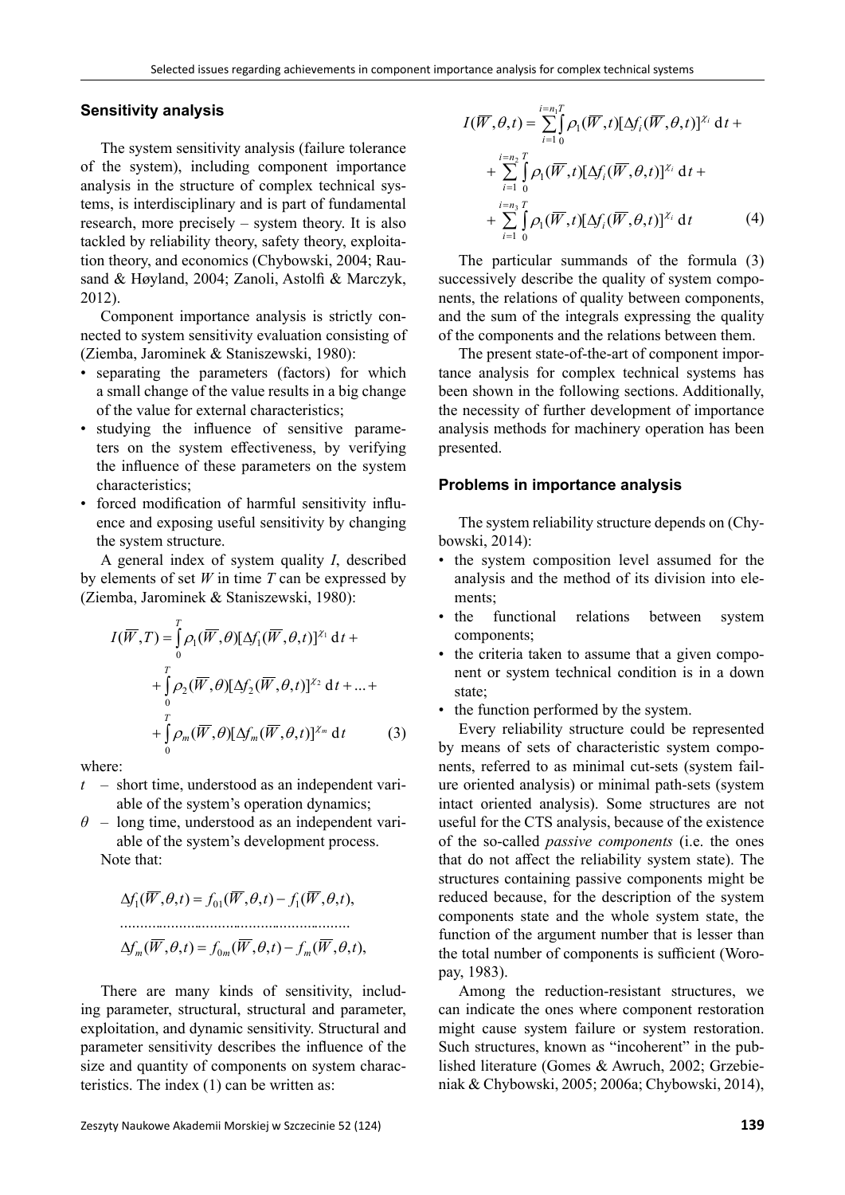## Sensitivity analysis

The system sensitivity analysis (failure tolerance of the system), including component importance analysis in the structure of complex technical systems, is interdisciplinary and is part of fundamental research, more precisely – system theory. It is also tackled by reliability theory, safety theory, exploitation theory, and economics (Chybowski, 2004; Rausand & Høyland, 2004; Zanoli, Astolfi & Marczyk, 2012).

Component importance analysis is strictly connected to system sensitivity evaluation consisting of (Ziemba, Jarominek & Staniszewski, 1980):

- separating the parameters (factors) for which a small change of the value results in a big change of the value for external characteristics;
- studying the influence of sensitive parameters on the system effectiveness, by verifying the influence of these parameters on the system characteristics;
- forced modification of harmful sensitivity influence and exposing useful sensitivity by changing the system structure.

A general index of system quality $I$, described by elements of set $W$ in time $T$ can be expressed by (Ziemba, Jarominek & Staniszewski, 1980):

$$\begin{aligned} I(\overline{W},T) = \int_0^T \rho_1(\overline{W},\theta)[\Delta f_1(\overline{W},\theta,t)]^{\chi_1}\,\mathrm{d}t\, + \\ + \int_0^T \rho_2(\overline{W},\theta)[\Delta f_2(\overline{W},\theta,t)]^{\chi_2}\,\mathrm{d}t + ... + \\ + \int_0^T \rho_m(\overline{W},\theta)[\Delta f_m(\overline{W},\theta,t)]^{\chi_m}\,\mathrm{d}t \end{aligned} \tag{3}$$

where:

- $t$ – short time, understood as an independent variable of the system's operation dynamics;
- $\theta$ – long time, understood as an independent variable of the system's development process.

Note that:

$$\Delta f_1(\overline{W},\theta,t) = f_{01}(\overline{W},\theta,t) - f_1(\overline{W},\theta,t),$$

$$.........................................................$$

$$\Delta f_m(\overline{W},\theta,t) = f_{0m}(\overline{W},\theta,t) - f_m(\overline{W},\theta,t),$$

There are many kinds of sensitivity, including parameter, structural, structural and parameter, exploitation, and dynamic sensitivity. Structural and parameter sensitivity describes the influence of the size and quantity of components on system characteristics. The index (1) can be written as:

$$\begin{aligned} I(\overline{W},\theta,t) = \sum_{i=1}^{i=n_1}\int_0^T \rho_1(\overline{W},t)[\Delta f_i(\overline{W},\theta,t)]^{\chi_i}\,\mathrm{d}t\, + \\ + \sum_{i=1}^{i=n_2}\int_0^T \rho_1(\overline{W},t)[\Delta f_i(\overline{W},\theta,t)]^{\chi_i}\,\mathrm{d}t\, + \\ + \sum_{i=1}^{i=n_3}\int_0^T \rho_1(\overline{W},t)[\Delta f_i(\overline{W},\theta,t)]^{\chi_i}\,\mathrm{d}t \end{aligned} \tag{4}$$

The particular summands of the formula (3) successively describe the quality of system components, the relations of quality between components, and the sum of the integrals expressing the quality of the components and the relations between them.

The present state-of-the-art of component importance analysis for complex technical systems has been shown in the following sections. Additionally, the necessity of further development of importance analysis methods for machinery operation has been presented.

## Problems in importance analysis

The system reliability structure depends on (Chybowski, 2014):

- the system composition level assumed for the analysis and the method of its division into elements;
- the functional relations between system components;
- the criteria taken to assume that a given component or system technical condition is in a down state;
- the function performed by the system.

Every reliability structure could be represented by means of sets of characteristic system components, referred to as minimal cut-sets (system failure oriented analysis) or minimal path-sets (system intact oriented analysis). Some structures are not useful for the CTS analysis, because of the existence of the so-called *passive components* (i.e. the ones that do not affect the reliability system state). The structures containing passive components might be reduced because, for the description of the system components state and the whole system state, the function of the argument number that is lesser than the total number of components is sufficient (Woropay, 1983).

Among the reduction-resistant structures, we can indicate the ones where component restoration might cause system failure or system restoration. Such structures, known as "incoherent" in the published literature (Gomes & Awruch, 2002; Grzebieniak & Chybowski, 2005; 2006a; Chybowski, 2014),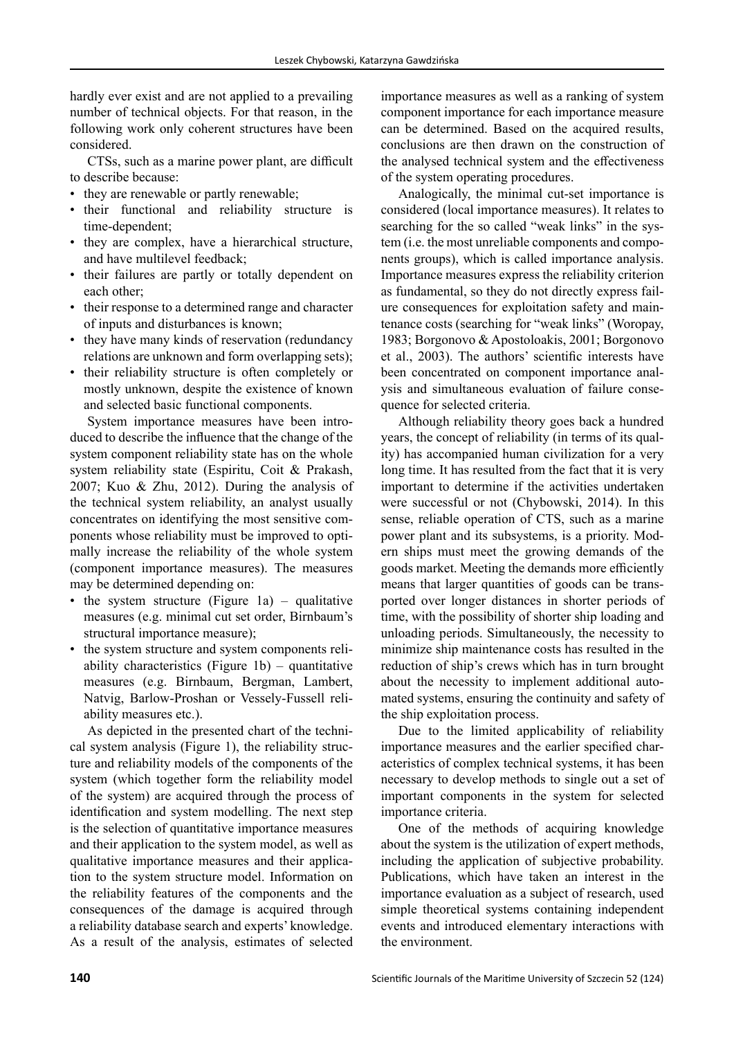hardly ever exist and are not applied to a prevailing number of technical objects. For that reason, in the following work only coherent structures have been considered.

CTSs, such as a marine power plant, are difficult to describe because:

- they are renewable or partly renewable;
- their functional and reliability structure is time-dependent;
- they are complex, have a hierarchical structure, and have multilevel feedback;
- their failures are partly or totally dependent on each other;
- their response to a determined range and character of inputs and disturbances is known;
- they have many kinds of reservation (redundancy relations are unknown and form overlapping sets);
- their reliability structure is often completely or mostly unknown, despite the existence of known and selected basic functional components.

System importance measures have been introduced to describe the influence that the change of the system component reliability state has on the whole system reliability state (Espiritu, Coit & Prakash, 2007; Kuo & Zhu, 2012). During the analysis of the technical system reliability, an analyst usually concentrates on identifying the most sensitive components whose reliability must be improved to optimally increase the reliability of the whole system (component importance measures). The measures may be determined depending on:

- the system structure (Figure 1a) – qualitative measures (e.g. minimal cut set order, Birnbaum's structural importance measure);
- the system structure and system components reliability characteristics (Figure 1b) – quantitative measures (e.g. Birnbaum, Bergman, Lambert, Natvig, Barlow-Proshan or Vessely-Fussell reliability measures etc.).

As depicted in the presented chart of the technical system analysis (Figure 1), the reliability structure and reliability models of the components of the system (which together form the reliability model of the system) are acquired through the process of identification and system modelling. The next step is the selection of quantitative importance measures and their application to the system model, as well as qualitative importance measures and their application to the system structure model. Information on the reliability features of the components and the consequences of the damage is acquired through a reliability database search and experts' knowledge. As a result of the analysis, estimates of selected importance measures as well as a ranking of system component importance for each importance measure can be determined. Based on the acquired results, conclusions are then drawn on the construction of the analysed technical system and the effectiveness of the system operating procedures.

Analogically, the minimal cut-set importance is considered (local importance measures). It relates to searching for the so called "weak links" in the system (i.e. the most unreliable components and components groups), which is called importance analysis. Importance measures express the reliability criterion as fundamental, so they do not directly express failure consequences for exploitation safety and maintenance costs (searching for "weak links" (Woropay, 1983; Borgonovo & Apostoloakis, 2001; Borgonovo et al., 2003). The authors' scientific interests have been concentrated on component importance analysis and simultaneous evaluation of failure consequence for selected criteria.

Although reliability theory goes back a hundred years, the concept of reliability (in terms of its quality) has accompanied human civilization for a very long time. It has resulted from the fact that it is very important to determine if the activities undertaken were successful or not (Chybowski, 2014). In this sense, reliable operation of CTS, such as a marine power plant and its subsystems, is a priority. Modern ships must meet the growing demands of the goods market. Meeting the demands more efficiently means that larger quantities of goods can be transported over longer distances in shorter periods of time, with the possibility of shorter ship loading and unloading periods. Simultaneously, the necessity to minimize ship maintenance costs has resulted in the reduction of ship's crews which has in turn brought about the necessity to implement additional automated systems, ensuring the continuity and safety of the ship exploitation process.

Due to the limited applicability of reliability importance measures and the earlier specified characteristics of complex technical systems, it has been necessary to develop methods to single out a set of important components in the system for selected importance criteria.

One of the methods of acquiring knowledge about the system is the utilization of expert methods, including the application of subjective probability. Publications, which have taken an interest in the importance evaluation as a subject of research, used simple theoretical systems containing independent events and introduced elementary interactions with the environment.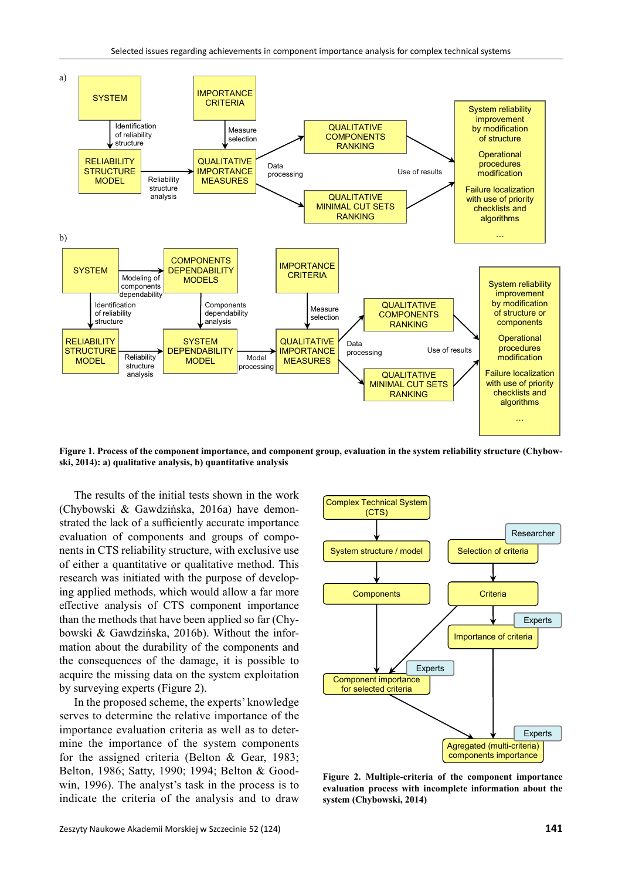**Figure 1. Process of the component importance, and component group, evaluation in the system reliability structure (Chybowski, 2014): a) qualitative analysis, b) quantitative analysis**

The results of the initial tests shown in the work (Chybowski & Gawdzińska, 2016a) have demonstrated the lack of a sufficiently accurate importance evaluation of components and groups of components in CTS reliability structure, with exclusive use of either a quantitative or qualitative method. This research was initiated with the purpose of developing applied methods, which would allow a far more effective analysis of CTS component importance than the methods that have been applied so far (Chybowski & Gawdzińska, 2016b). Without the information about the durability of the components and the consequences of the damage, it is possible to acquire the missing data on the system exploitation by surveying experts (Figure 2).

In the proposed scheme, the experts' knowledge serves to determine the relative importance of the importance evaluation criteria as well as to determine the importance the system components for the assigned criteria (Belton & Gear, 1983; Belton, 1986; Satty, 1990; 1994; Belton & Goodwin, 1996). The analyst's task in the process is to indicate the criteria of the analysis and to draw

**Figure 2. Multiple-criteria of the component importance evaluation process with incomplete information about the system (Chybowski, 2014)**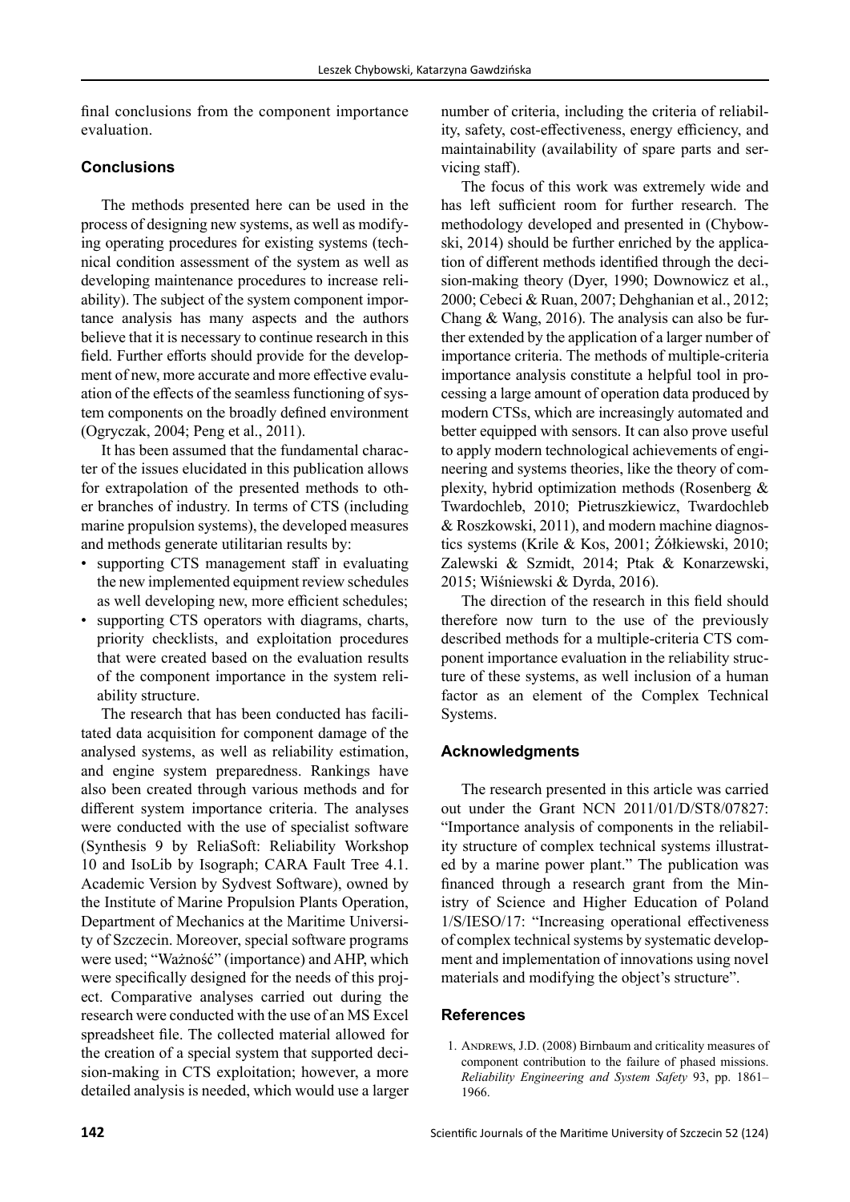final conclusions from the component importance evaluation.

## Conclusions

The methods presented here can be used in the process of designing new systems, as well as modifying operating procedures for existing systems (technical condition assessment of the system as well as developing maintenance procedures to increase reliability). The subject of the system component importance analysis has many aspects and the authors believe that it is necessary to continue research in this field. Further efforts should provide for the development of new, more accurate and more effective evaluation of the effects of the seamless functioning of system components on the broadly defined environment (Ogryczak, 2004; Peng et al., 2011).

It has been assumed that the fundamental character of the issues elucidated in this publication allows for extrapolation of the presented methods to other branches of industry. In terms of CTS (including marine propulsion systems), the developed measures and methods generate utilitarian results by:

- supporting CTS management staff in evaluating the new implemented equipment review schedules as well developing new, more efficient schedules;
- supporting CTS operators with diagrams, charts, priority checklists, and exploitation procedures that were created based on the evaluation results of the component importance in the system reliability structure.

The research that has been conducted has facilitated data acquisition for component damage of the analysed systems, as well as reliability estimation, and engine system preparedness. Rankings have also been created through various methods and for different system importance criteria. The analyses were conducted with the use of specialist software (Synthesis 9 by ReliaSoft: Reliability Workshop 10 and IsoLib by Isograph; CARA Fault Tree 4.1. Academic Version by Sydvest Software), owned by the Institute of Marine Propulsion Plants Operation, Department of Mechanics at the Maritime University of Szczecin. Moreover, special software programs were used; "Ważność" (importance) and AHP, which were specifically designed for the needs of this project. Comparative analyses carried out during the research were conducted with the use of an MS Excel spreadsheet file. The collected material allowed for the creation of a special system that supported decision-making in CTS exploitation; however, a more detailed analysis is needed, which would use a larger number of criteria, including the criteria of reliability, safety, cost-effectiveness, energy efficiency, and maintainability (availability of spare parts and servicing staff).

The focus of this work was extremely wide and has left sufficient room for further research. The methodology developed and presented in (Chybowski, 2014) should be further enriched by the application of different methods identified through the decision-making theory (Dyer, 1990; Downowicz et al., 2000; Cebeci & Ruan, 2007; Dehghanian et al., 2012; Chang & Wang, 2016). The analysis can also be further extended by the application of a larger number of importance criteria. The methods of multiple-criteria importance analysis constitute a helpful tool in processing a large amount of operation data produced by modern CTSs, which are increasingly automated and better equipped with sensors. It can also prove useful to apply modern technological achievements of engineering and systems theories, like the theory of complexity, hybrid optimization methods (Rosenberg & Twardochleb, 2010; Pietruszkiewicz, Twardochleb & Roszkowski, 2011), and modern machine diagnostics systems (Krile & Kos, 2001; Żółkiewski, 2010; Zalewski & Szmidt, 2014; Ptak & Konarzewski, 2015; Wiśniewski & Dyrda, 2016).

The direction of the research in this field should therefore now turn to the use of the previously described methods for a multiple-criteria CTS component importance evaluation in the reliability structure of these systems, as well inclusion of a human factor as an element of the Complex Technical Systems.

## Acknowledgments

The research presented in this article was carried out under the Grant NCN 2011/01/D/ST8/07827: "Importance analysis of components in the reliability structure of complex technical systems illustrated by a marine power plant." The publication was financed through a research grant from the Ministry of Science and Higher Education of Poland 1/S/IESO/17: "Increasing operational effectiveness of complex technical systems by systematic development and implementation of innovations using novel materials and modifying the object's structure".

## References

1. Andrews, J.D. (2008) Birnbaum and criticality measures of component contribution to the failure of phased missions. *Reliability Engineering and System Safety* 93, pp. 1861–1966.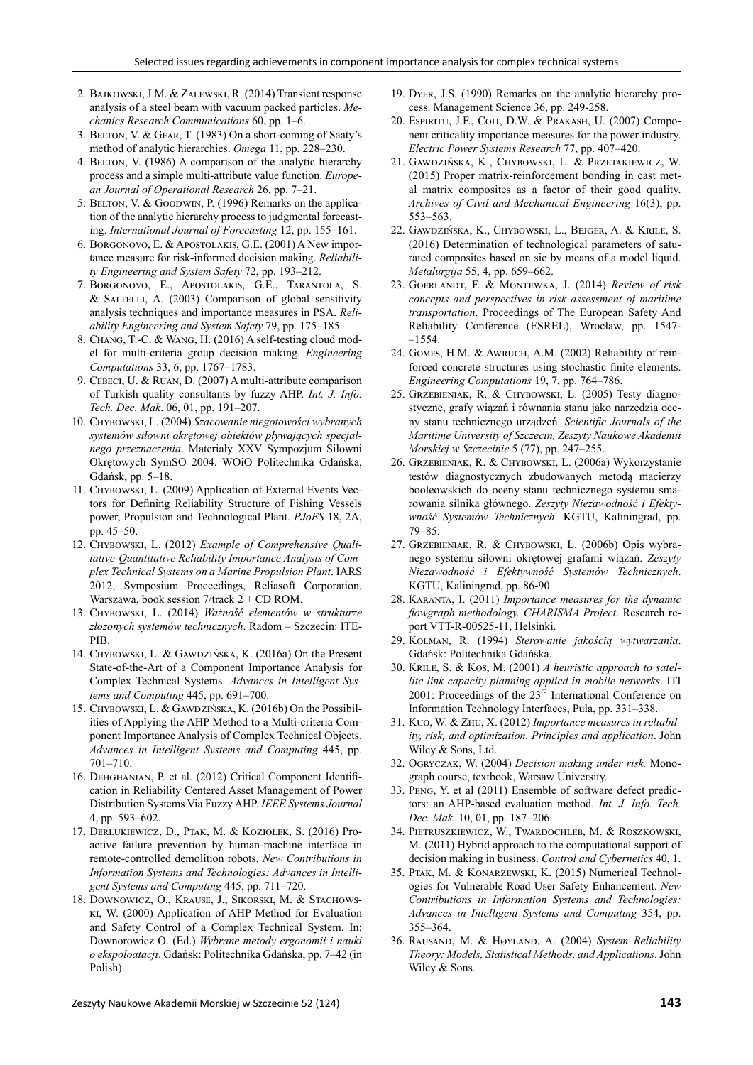2. Bajkowski, J.M. & Zalewski, R. (2014) Transient response analysis of a steel beam with vacuum packed particles. *Mechanics Research Communications* 60, pp. 1–6.
3. Belton, V. & Gear, T. (1983) On a short-coming of Saaty's method of analytic hierarchies. *Omega* 11, pp. 228–230.
4. Belton, V. (1986) A comparison of the analytic hierarchy process and a simple multi-attribute value function. *European Journal of Operational Research* 26, pp. 7–21.
5. Belton, V. & Goodwin, P. (1996) Remarks on the application of the analytic hierarchy process to judgmental forecasting. *International Journal of Forecasting* 12, pp. 155–161.
6. Borgonovo, E. & Apostolakis, G.E. (2001) A New importance measure for risk-informed decision making. *Reliability Engineering and System Safety* 72, pp. 193–212.
7. Borgonovo, E., Apostolakis, G.E., Tarantola, S. & Saltelli, A. (2003) Comparison of global sensitivity analysis techniques and importance measures in PSA. *Reliability Engineering and System Safety* 79, pp. 175–185.
8. Chang, T.-C. & Wang, H. (2016) A self-testing cloud model for multi-criteria group decision making. *Engineering Computations* 33, 6, pp. 1767–1783.
9. Cebeci, U. & Ruan, D. (2007) A multi-attribute comparison of Turkish quality consultants by fuzzy AHP. *Int. J. Info. Tech. Dec. Mak*. 06, 01, pp. 191–207.
10. Chybowski, L. (2004) *Szacowanie niegotowości wybranych systemów siłowni okrętowej obiektów pływających specjalnego przeznaczenia*. Materiały XXV Sympozjum Siłowni Okrętowych SymSO 2004. WOiO Politechnika Gdańska, Gdańsk, pp. 5–18.
11. Chybowski, L. (2009) Application of External Events Vectors for Defining Reliability Structure of Fishing Vessels power, Propulsion and Technological Plant. *PJoES* 18, 2A, pp. 45–50.
12. Chybowski, L. (2012) *Example of Comprehensive Qualitative-Quantitative Reliability Importance Analysis of Complex Technical Systems on a Marine Propulsion Plant*. IARS 2012, Symposium Proceedings, Reliasoft Corporation, Warszawa, book session 7/track 2 + CD ROM.
13. Chybowski, L. (2014) *Ważność elementów w strukturze złożonych systemów technicznych*. Radom – Szczecin: ITE-PIB.
14. Chybowski, L. & Gawdzińska, K. (2016a) On the Present State-of-the-Art of a Component Importance Analysis for Complex Technical Systems. *Advances in Intelligent Systems and Computing* 445, pp. 691–700.
15. Chybowski, L. & Gawdzińska, K. (2016b) On the Possibilities of Applying the AHP Method to a Multi-criteria Component Importance Analysis of Complex Technical Objects. *Advances in Intelligent Systems and Computing* 445, pp. 701–710.
16. Dehghanian, P. et al. (2012) Critical Component Identification in Reliability Centered Asset Management of Power Distribution Systems Via Fuzzy AHP. *IEEE Systems Journal* 4, pp. 593–602.
17. Derlukiewicz, D., Ptak, M. & Koziołek, S. (2016) Proactive failure prevention by human-machine interface in remote-controlled demolition robots. *New Contributions in Information Systems and Technologies: Advances in Intelligent Systems and Computing* 445, pp. 711–720.
18. Downowicz, O., Krause, J., Sikorski, M. & Stachowski, W. (2000) Application of AHP Method for Evaluation and Safety Control of a Complex Technical System. In: Downorowicz O. (Ed.) *Wybrane metody ergonomii i nauki o ekspoloatacji*. Gdańsk: Politechnika Gdańska, pp. 7–42 (in Polish).
19. Dyer, J.S. (1990) Remarks on the analytic hierarchy process. Management Science 36, pp. 249-258.
20. Espiritu, J.F., Coit, D.W. & Prakash, U. (2007) Component criticality importance measures for the power industry. *Electric Power Systems Research* 77, pp. 407–420.
21. Gawdzińska, K., Chybowski, L. & Przetakiewicz, W. (2015) Proper matrix-reinforcement bonding in cast metal matrix composites as a factor of their good quality. *Archives of Civil and Mechanical Engineering* 16(3), pp. 553–563.
22. Gawdzińska, K., Chybowski, L., Bejger, A. & Krile, S. (2016) Determination of technological parameters of saturated composites based on sic by means of a model liquid. *Metalurgija* 55, 4, pp. 659–662.
23. Goerlandt, F. & Montewka, J. (2014) *Review of risk concepts and perspectives in risk assessment of maritime transportation*. Proceedings of The European Safety And Reliability Conference (ESREL), Wrocław, pp. 1547-–1554.
24. Gomes, H.M. & Awruch, A.M. (2002) Reliability of reinforced concrete structures using stochastic finite elements. *Engineering Computations* 19, 7, pp. 764–786.
25. Grzebieniak, R. & Chybowski, L. (2005) Testy diagnostyczne, grafy wiązań i równania stanu jako narzędzia oceny stanu technicznego urządzeń. *Scientific Journals of the Maritime University of Szczecin, Zeszyty Naukowe Akademii Morskiej w Szczecinie* 5 (77), pp. 247–255.
26. Grzebieniak, R. & Chybowski, L. (2006a) Wykorzystanie testów diagnostycznych zbudowanych metodą macierzy booleowskich do oceny stanu technicznego systemu smarowania silnika głównego. *Zeszyty Niezawodność i Efektywność Systemów Technicznych*. KGTU, Kaliningrad, pp. 79–85.
27. Grzebieniak, R. & Chybowski, L. (2006b) Opis wybranego systemu siłowni okrętowej grafami wiązań. *Zeszyty Niezawodność i Efektywność Systemów Technicznych*. KGTU, Kaliningrad, pp. 86-90.
28. Karanta, I. (2011) *Importance measures for the dynamic flowgraph methodology. CHARISMA Project*. Research report VTT-R-00525-11, Helsinki.
29. Kolman, R. (1994) *Sterowanie jakością wytwarzania*. Gdańsk: Politechnika Gdańska.
30. Krile, S. & Kos, M. (2001) *A heuristic approach to satellite link capacity planning applied in mobile networks*. ITI 2001: Proceedings of the 23rd International Conference on Information Technology Interfaces, Pula, pp. 331–338.
31. Kuo, W. & Zhu, X. (2012) *Importance measures in reliability, risk, and optimization. Principles and application*. John Wiley & Sons, Ltd.
32. Ogryczak, W. (2004) *Decision making under risk.* Monograph course, textbook, Warsaw University.
33. Peng, Y. et al (2011) Ensemble of software defect predictors: an AHP-based evaluation method. *Int. J. Info. Tech. Dec. Mak.* 10, 01, pp. 187–206.
34. Pietruszkiewicz, W., Twardochleb, M. & Roszkowski, M. (2011) Hybrid approach to the computational support of decision making in business. *Control and Cybernetics* 40, 1.
35. Ptak, M. & Konarzewski, K. (2015) Numerical Technologies for Vulnerable Road User Safety Enhancement. *New Contributions in Information Systems and Technologies: Advances in Intelligent Systems and Computing* 354, pp. 355–364.
36. Rausand, M. & Høyland, A. (2004) *System Reliability Theory: Models, Statistical Methods, and Applications*. John Wiley & Sons.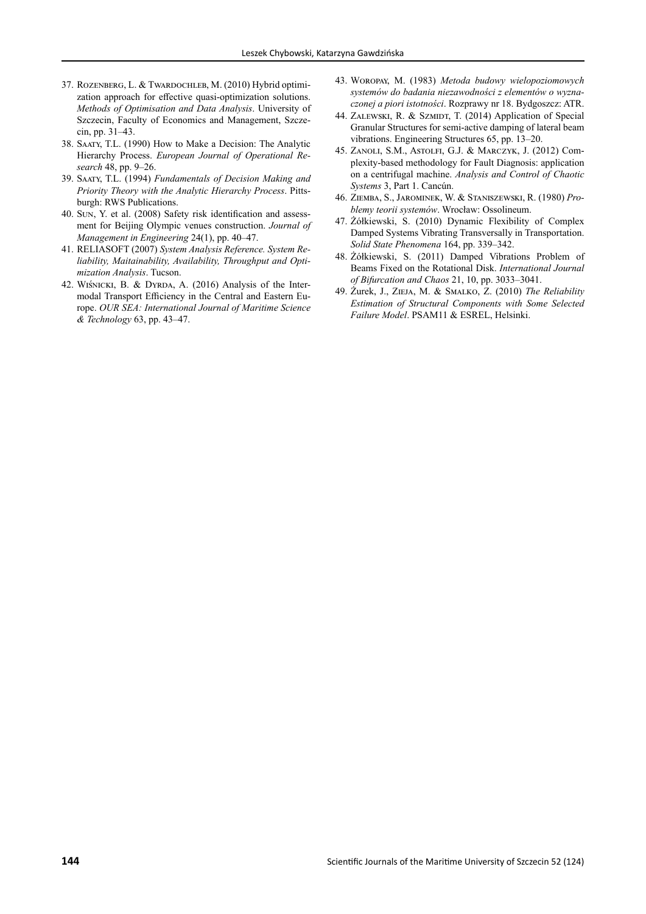37. Rozenberg, L. & Twardochleb, M. (2010) Hybrid optimization approach for effective quasi-optimization solutions. *Methods of Optimisation and Data Analysis*. University of Szczecin, Faculty of Economics and Management, Szczecin, pp. 31–43.
38. Saaty, T.L. (1990) How to Make a Decision: The Analytic Hierarchy Process. *European Journal of Operational Research* 48, pp. 9–26.
39. Saaty, T.L. (1994) *Fundamentals of Decision Making and Priority Theory with the Analytic Hierarchy Process*. Pittsburgh: RWS Publications.
40. Sun, Y. et al. (2008) Safety risk identification and assessment for Beijing Olympic venues construction. *Journal of Management in Engineering* 24(1), pp. 40–47.
41. RELIASOFT (2007) *System Analysis Reference. System Reliability, Maitainability, Availability, Throughput and Optimization Analysis*. Tucson.
42. Wiśnicki, B. & Dyrda, A. (2016) Analysis of the Intermodal Transport Efficiency in the Central and Eastern Europe. *OUR SEA: International Journal of Maritime Science & Technology* 63, pp. 43–47.
43. Woropay, M. (1983) *Metoda budowy wielopoziomowych systemów do badania niezawodności z elementów o wyznaczonej a piori istotności*. Rozprawy nr 18. Bydgoszcz: ATR.
44. Zalewski, R. & Szmidt, T. (2014) Application of Special Granular Structures for semi-active damping of lateral beam vibrations. Engineering Structures 65, pp. 13–20.
45. Zanoli, S.M., Astolfi, G.J. & Marczyk, J. (2012) Complexity-based methodology for Fault Diagnosis: application on a centrifugal machine. *Analysis and Control of Chaotic Systems* 3, Part 1. Cancún.
46. Ziemba, S., Jarominek, W. & Staniszewski, R. (1980) *Problemy teorii systemów*. Wrocław: Ossolineum.
47. Żółkiewski, S. (2010) Dynamic Flexibility of Complex Damped Systems Vibrating Transversally in Transportation. *Solid State Phenomena* 164, pp. 339–342.
48. Żółkiewski, S. (2011) Damped Vibrations Problem of Beams Fixed on the Rotational Disk. *International Journal of Bifurcation and Chaos* 21, 10, pp. 3033–3041.
49. Żurek, J., Zieja, M. & Smalko, Z. (2010) *The Reliability Estimation of Structural Components with Some Selected Failure Model*. PSAM11 & ESREL, Helsinki.